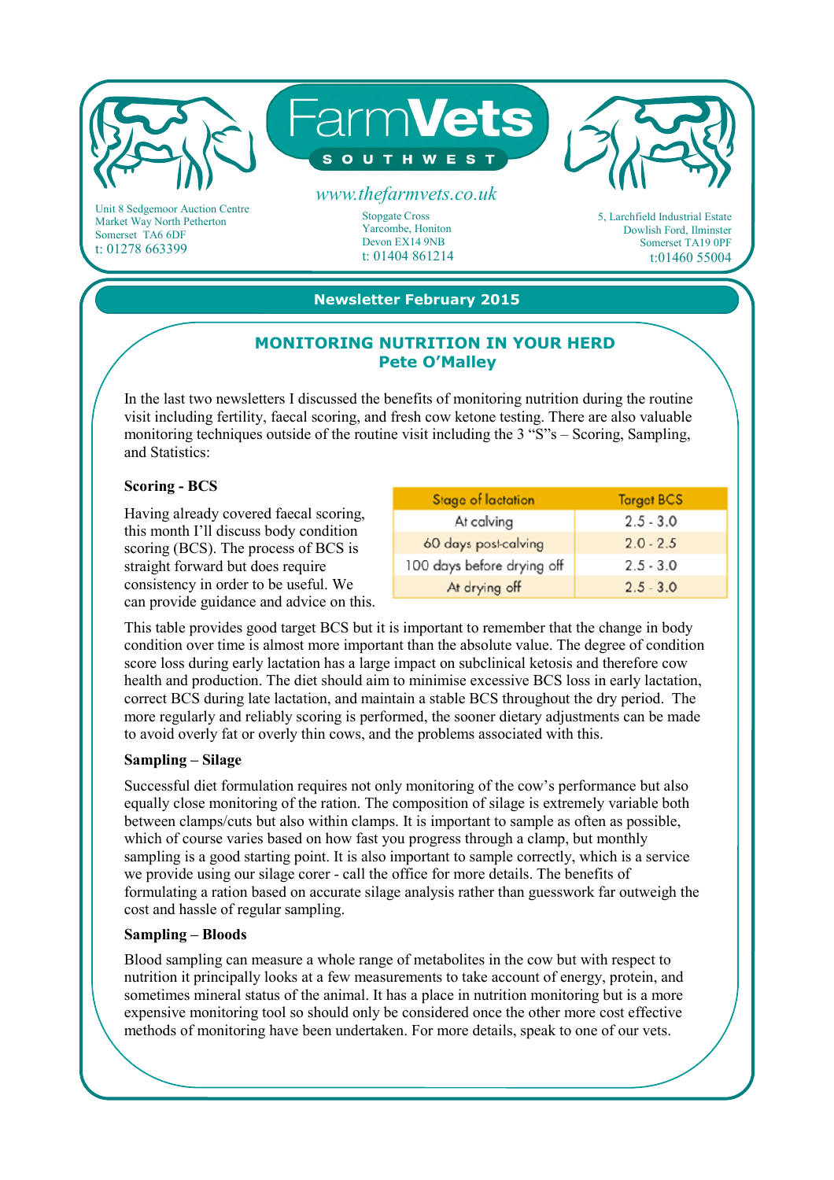# FarmVets SOUTHWEST

www.thefarmvets.co.uk

Unit 8 Sedgemoor Auction Centre
Market Way North Petherton
Somerset TA6 6DF
t: 01278 663399

Stopgate Cross
Yarcombe, Honiton
Devon EX14 9NB
t: 01404 861214

5, Larchfield Industrial Estate
Dowlish Ford, Ilminster
Somerset TA19 0PF
t:01460 55004

**Newsletter February 2015**

## MONITORING NUTRITION IN YOUR HERD
**Pete O'Malley**

In the last two newsletters I discussed the benefits of monitoring nutrition during the routine visit including fertility, faecal scoring, and fresh cow ketone testing. There are also valuable monitoring techniques outside of the routine visit including the 3 "S"s – Scoring, Sampling, and Statistics:

### Scoring - BCS

Having already covered faecal scoring, this month I'll discuss body condition scoring (BCS). The process of BCS is straight forward but does require consistency in order to be useful. We can provide guidance and advice on this.

| Stage of lactation | Target BCS |
|---|---|
| At calving | 2.5 - 3.0 |
| 60 days post-calving | 2.0 - 2.5 |
| 100 days before drying off | 2.5 - 3.0 |
| At drying off | 2.5 - 3.0 |

This table provides good target BCS but it is important to remember that the change in body condition over time is almost more important than the absolute value. The degree of condition score loss during early lactation has a large impact on subclinical ketosis and therefore cow health and production. The diet should aim to minimise excessive BCS loss in early lactation, correct BCS during late lactation, and maintain a stable BCS throughout the dry period. The more regularly and reliably scoring is performed, the sooner dietary adjustments can be made to avoid overly fat or overly thin cows, and the problems associated with this.

### Sampling – Silage

Successful diet formulation requires not only monitoring of the cow's performance but also equally close monitoring of the ration. The composition of silage is extremely variable both between clamps/cuts but also within clamps. It is important to sample as often as possible, which of course varies based on how fast you progress through a clamp, but monthly sampling is a good starting point. It is also important to sample correctly, which is a service we provide using our silage corer - call the office for more details. The benefits of formulating a ration based on accurate silage analysis rather than guesswork far outweigh the cost and hassle of regular sampling.

### Sampling – Bloods

Blood sampling can measure a whole range of metabolites in the cow but with respect to nutrition it principally looks at a few measurements to take account of energy, protein, and sometimes mineral status of the animal. It has a place in nutrition monitoring but is a more expensive monitoring tool so should only be considered once the other more cost effective methods of monitoring have been undertaken. For more details, speak to one of our vets.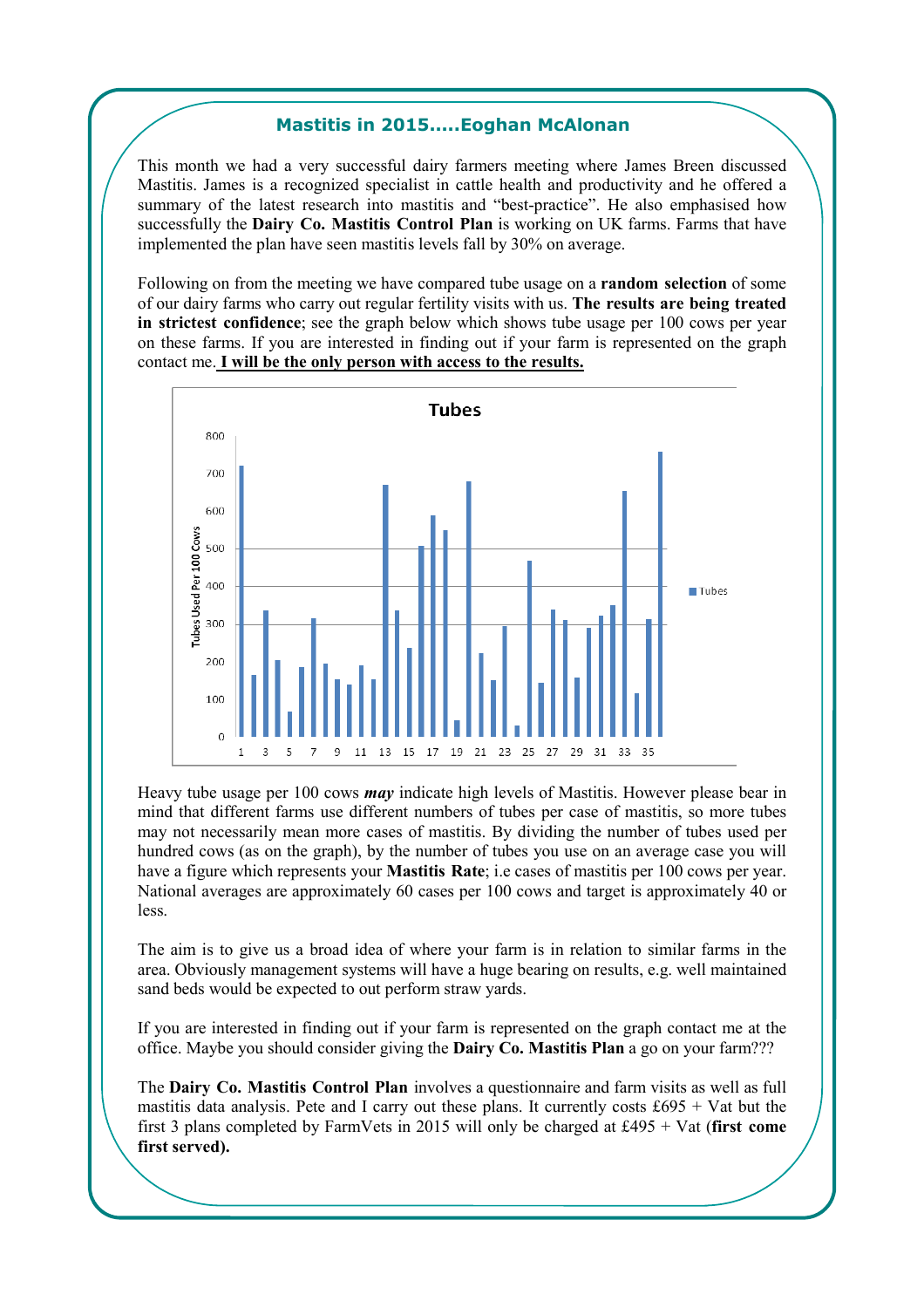## Mastitis in 2015…..Eoghan McAlonan

This month we had a very successful dairy farmers meeting where James Breen discussed Mastitis. James is a recognized specialist in cattle health and productivity and he offered a summary of the latest research into mastitis and "best-practice". He also emphasised how successfully the **Dairy Co. Mastitis Control Plan** is working on UK farms. Farms that have implemented the plan have seen mastitis levels fall by 30% on average.

Following on from the meeting we have compared tube usage on a **random selection** of some of our dairy farms who carry out regular fertility visits with us. **The results are being treated in strictest confidence**; see the graph below which shows tube usage per 100 cows per year on these farms. If you are interested in finding out if your farm is represented on the graph contact me. **I will be the only person with access to the results.**

Tubes

Tubes Used Per 100 Cows

800
700
600
500
400
300
200
100
0

1 3 5 7 9 11 13 15 17 19 21 23 25 27 29 31 33 35

Tubes

Heavy tube usage per 100 cows ***may*** indicate high levels of Mastitis. However please bear in mind that different farms use different numbers of tubes per case of mastitis, so more tubes may not necessarily mean more cases of mastitis. By dividing the number of tubes used per hundred cows (as on the graph), by the number of tubes you use on an average case you will have a figure which represents your **Mastitis Rate**; i.e cases of mastitis per 100 cows per year. National averages are approximately 60 cases per 100 cows and target is approximately 40 or less.

The aim is to give us a broad idea of where your farm is in relation to similar farms in the area. Obviously management systems will have a huge bearing on results, e.g. well maintained sand beds would be expected to out perform straw yards.

If you are interested in finding out if your farm is represented on the graph contact me at the office. Maybe you should consider giving the **Dairy Co. Mastitis Plan** a go on your farm???

The **Dairy Co. Mastitis Control Plan** involves a questionnaire and farm visits as well as full mastitis data analysis. Pete and I carry out these plans. It currently costs £695 + Vat but the first 3 plans completed by FarmVets in 2015 will only be charged at £495 + Vat (**first come first served).**